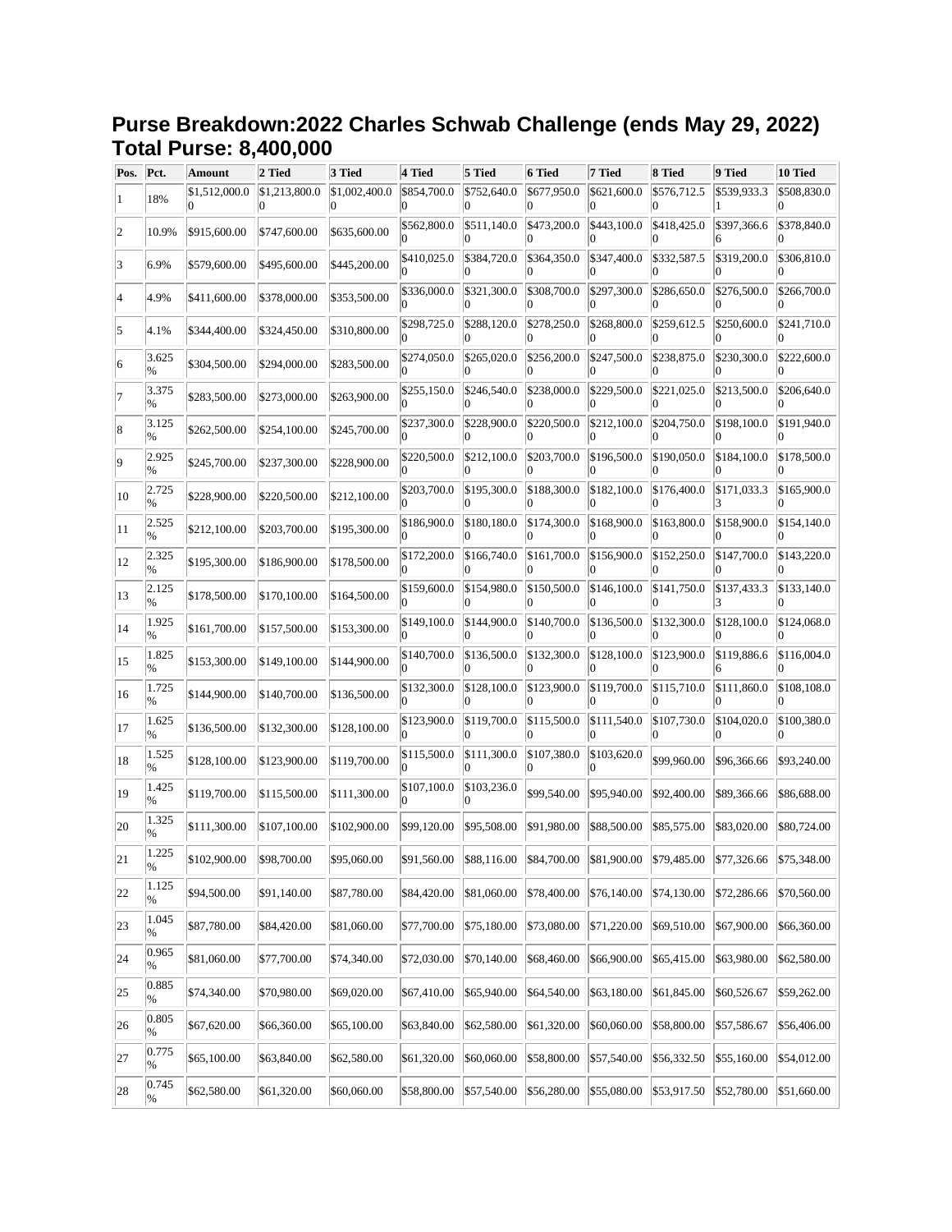# Purse Breakdown:2022 Charles Schwab Challenge (ends May 29, 2022)
# Total Purse: 8,400,000

| Pos. | Pct. | Amount | 2 Tied | 3 Tied | 4 Tied | 5 Tied | 6 Tied | 7 Tied | 8 Tied | 9 Tied | 10 Tied |
|---|---|---|---|---|---|---|---|---|---|---|---|
| 1 | 18% | $1,512,000.00 | $1,213,800.00 | $1,002,400.00 | $854,700.00 | $752,640.00 | $677,950.00 | $621,600.00 | $576,712.50 | $539,933.31 | $508,830.00 |
| 2 | 10.9% | $915,600.00 | $747,600.00 | $635,600.00 | $562,800.00 | $511,140.00 | $473,200.00 | $443,100.00 | $418,425.00 | $397,366.66 | $378,840.00 |
| 3 | 6.9% | $579,600.00 | $495,600.00 | $445,200.00 | $410,025.00 | $384,720.00 | $364,350.00 | $347,400.00 | $332,587.50 | $319,200.00 | $306,810.00 |
| 4 | 4.9% | $411,600.00 | $378,000.00 | $353,500.00 | $336,000.00 | $321,300.00 | $308,700.00 | $297,300.00 | $286,650.00 | $276,500.00 | $266,700.00 |
| 5 | 4.1% | $344,400.00 | $324,450.00 | $310,800.00 | $298,725.00 | $288,120.00 | $278,250.00 | $268,800.00 | $259,612.50 | $250,600.00 | $241,710.00 |
| 6 | 3.625% | $304,500.00 | $294,000.00 | $283,500.00 | $274,050.00 | $265,020.00 | $256,200.00 | $247,500.00 | $238,875.00 | $230,300.00 | $222,600.00 |
| 7 | 3.375% | $283,500.00 | $273,000.00 | $263,900.00 | $255,150.00 | $246,540.00 | $238,000.00 | $229,500.00 | $221,025.00 | $213,500.00 | $206,640.00 |
| 8 | 3.125% | $262,500.00 | $254,100.00 | $245,700.00 | $237,300.00 | $228,900.00 | $220,500.00 | $212,100.00 | $204,750.00 | $198,100.00 | $191,940.00 |
| 9 | 2.925% | $245,700.00 | $237,300.00 | $228,900.00 | $220,500.00 | $212,100.00 | $203,700.00 | $196,500.00 | $190,050.00 | $184,100.00 | $178,500.00 |
| 10 | 2.725% | $228,900.00 | $220,500.00 | $212,100.00 | $203,700.00 | $195,300.00 | $188,300.00 | $182,100.00 | $176,400.00 | $171,033.33 | $165,900.00 |
| 11 | 2.525% | $212,100.00 | $203,700.00 | $195,300.00 | $186,900.00 | $180,180.00 | $174,300.00 | $168,900.00 | $163,800.00 | $158,900.00 | $154,140.00 |
| 12 | 2.325% | $195,300.00 | $186,900.00 | $178,500.00 | $172,200.00 | $166,740.00 | $161,700.00 | $156,900.00 | $152,250.00 | $147,700.00 | $143,220.00 |
| 13 | 2.125% | $178,500.00 | $170,100.00 | $164,500.00 | $159,600.00 | $154,980.00 | $150,500.00 | $146,100.00 | $141,750.00 | $137,433.33 | $133,140.00 |
| 14 | 1.925% | $161,700.00 | $157,500.00 | $153,300.00 | $149,100.00 | $144,900.00 | $140,700.00 | $136,500.00 | $132,300.00 | $128,100.00 | $124,068.00 |
| 15 | 1.825% | $153,300.00 | $149,100.00 | $144,900.00 | $140,700.00 | $136,500.00 | $132,300.00 | $128,100.00 | $123,900.00 | $119,886.66 | $116,004.00 |
| 16 | 1.725% | $144,900.00 | $140,700.00 | $136,500.00 | $132,300.00 | $128,100.00 | $123,900.00 | $119,700.00 | $115,710.00 | $111,860.00 | $108,108.00 |
| 17 | 1.625% | $136,500.00 | $132,300.00 | $128,100.00 | $123,900.00 | $119,700.00 | $115,500.00 | $111,540.00 | $107,730.00 | $104,020.00 | $100,380.00 |
| 18 | 1.525% | $128,100.00 | $123,900.00 | $119,700.00 | $115,500.00 | $111,300.00 | $107,380.00 | $103,620.00 | $99,960.00 | $96,366.66 | $93,240.00 |
| 19 | 1.425% | $119,700.00 | $115,500.00 | $111,300.00 | $107,100.00 | $103,236.00 | $99,540.00 | $95,940.00 | $92,400.00 | $89,366.66 | $86,688.00 |
| 20 | 1.325% | $111,300.00 | $107,100.00 | $102,900.00 | $99,120.00 | $95,508.00 | $91,980.00 | $88,500.00 | $85,575.00 | $83,020.00 | $80,724.00 |
| 21 | 1.225% | $102,900.00 | $98,700.00 | $95,060.00 | $91,560.00 | $88,116.00 | $84,700.00 | $81,900.00 | $79,485.00 | $77,326.66 | $75,348.00 |
| 22 | 1.125% | $94,500.00 | $91,140.00 | $87,780.00 | $84,420.00 | $81,060.00 | $78,400.00 | $76,140.00 | $74,130.00 | $72,286.66 | $70,560.00 |
| 23 | 1.045% | $87,780.00 | $84,420.00 | $81,060.00 | $77,700.00 | $75,180.00 | $73,080.00 | $71,220.00 | $69,510.00 | $67,900.00 | $66,360.00 |
| 24 | 0.965% | $81,060.00 | $77,700.00 | $74,340.00 | $72,030.00 | $70,140.00 | $68,460.00 | $66,900.00 | $65,415.00 | $63,980.00 | $62,580.00 |
| 25 | 0.885% | $74,340.00 | $70,980.00 | $69,020.00 | $67,410.00 | $65,940.00 | $64,540.00 | $63,180.00 | $61,845.00 | $60,526.67 | $59,262.00 |
| 26 | 0.805% | $67,620.00 | $66,360.00 | $65,100.00 | $63,840.00 | $62,580.00 | $61,320.00 | $60,060.00 | $58,800.00 | $57,586.67 | $56,406.00 |
| 27 | 0.775% | $65,100.00 | $63,840.00 | $62,580.00 | $61,320.00 | $60,060.00 | $58,800.00 | $57,540.00 | $56,332.50 | $55,160.00 | $54,012.00 |
| 28 | 0.745% | $62,580.00 | $61,320.00 | $60,060.00 | $58,800.00 | $57,540.00 | $56,280.00 | $55,080.00 | $53,917.50 | $52,780.00 | $51,660.00 |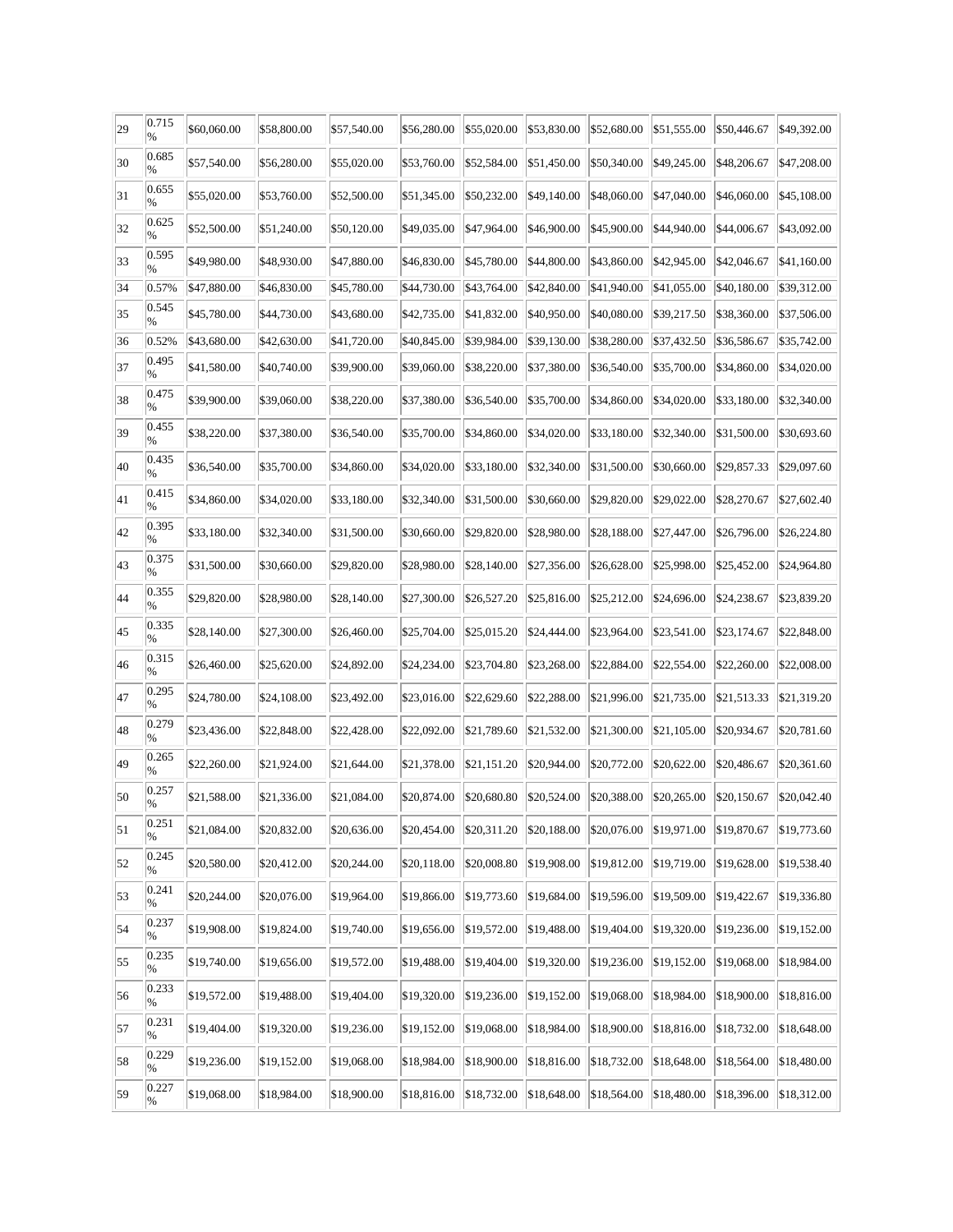| 29 | 0.715 % | $60,060.00 | $58,800.00 | $57,540.00 | $56,280.00 | $55,020.00 | $53,830.00 | $52,680.00 | $51,555.00 | $50,446.67 | $49,392.00 |
|---|---|---|---|---|---|---|---|---|---|---|---|
| 30 | 0.685 % | $57,540.00 | $56,280.00 | $55,020.00 | $53,760.00 | $52,584.00 | $51,450.00 | $50,340.00 | $49,245.00 | $48,206.67 | $47,208.00 |
| 31 | 0.655 % | $55,020.00 | $53,760.00 | $52,500.00 | $51,345.00 | $50,232.00 | $49,140.00 | $48,060.00 | $47,040.00 | $46,060.00 | $45,108.00 |
| 32 | 0.625 % | $52,500.00 | $51,240.00 | $50,120.00 | $49,035.00 | $47,964.00 | $46,900.00 | $45,900.00 | $44,940.00 | $44,006.67 | $43,092.00 |
| 33 | 0.595 % | $49,980.00 | $48,930.00 | $47,880.00 | $46,830.00 | $45,780.00 | $44,800.00 | $43,860.00 | $42,945.00 | $42,046.67 | $41,160.00 |
| 34 | 0.57% | $47,880.00 | $46,830.00 | $45,780.00 | $44,730.00 | $43,764.00 | $42,840.00 | $41,940.00 | $41,055.00 | $40,180.00 | $39,312.00 |
| 35 | 0.545 % | $45,780.00 | $44,730.00 | $43,680.00 | $42,735.00 | $41,832.00 | $40,950.00 | $40,080.00 | $39,217.50 | $38,360.00 | $37,506.00 |
| 36 | 0.52% | $43,680.00 | $42,630.00 | $41,720.00 | $40,845.00 | $39,984.00 | $39,130.00 | $38,280.00 | $37,432.50 | $36,586.67 | $35,742.00 |
| 37 | 0.495 % | $41,580.00 | $40,740.00 | $39,900.00 | $39,060.00 | $38,220.00 | $37,380.00 | $36,540.00 | $35,700.00 | $34,860.00 | $34,020.00 |
| 38 | 0.475 % | $39,900.00 | $39,060.00 | $38,220.00 | $37,380.00 | $36,540.00 | $35,700.00 | $34,860.00 | $34,020.00 | $33,180.00 | $32,340.00 |
| 39 | 0.455 % | $38,220.00 | $37,380.00 | $36,540.00 | $35,700.00 | $34,860.00 | $34,020.00 | $33,180.00 | $32,340.00 | $31,500.00 | $30,693.60 |
| 40 | 0.435 % | $36,540.00 | $35,700.00 | $34,860.00 | $34,020.00 | $33,180.00 | $32,340.00 | $31,500.00 | $30,660.00 | $29,857.33 | $29,097.60 |
| 41 | 0.415 % | $34,860.00 | $34,020.00 | $33,180.00 | $32,340.00 | $31,500.00 | $30,660.00 | $29,820.00 | $29,022.00 | $28,270.67 | $27,602.40 |
| 42 | 0.395 % | $33,180.00 | $32,340.00 | $31,500.00 | $30,660.00 | $29,820.00 | $28,980.00 | $28,188.00 | $27,447.00 | $26,796.00 | $26,224.80 |
| 43 | 0.375 % | $31,500.00 | $30,660.00 | $29,820.00 | $28,980.00 | $28,140.00 | $27,356.00 | $26,628.00 | $25,998.00 | $25,452.00 | $24,964.80 |
| 44 | 0.355 % | $29,820.00 | $28,980.00 | $28,140.00 | $27,300.00 | $26,527.20 | $25,816.00 | $25,212.00 | $24,696.00 | $24,238.67 | $23,839.20 |
| 45 | 0.335 % | $28,140.00 | $27,300.00 | $26,460.00 | $25,704.00 | $25,015.20 | $24,444.00 | $23,964.00 | $23,541.00 | $23,174.67 | $22,848.00 |
| 46 | 0.315 % | $26,460.00 | $25,620.00 | $24,892.00 | $24,234.00 | $23,704.80 | $23,268.00 | $22,884.00 | $22,554.00 | $22,260.00 | $22,008.00 |
| 47 | 0.295 % | $24,780.00 | $24,108.00 | $23,492.00 | $23,016.00 | $22,629.60 | $22,288.00 | $21,996.00 | $21,735.00 | $21,513.33 | $21,319.20 |
| 48 | 0.279 % | $23,436.00 | $22,848.00 | $22,428.00 | $22,092.00 | $21,789.60 | $21,532.00 | $21,300.00 | $21,105.00 | $20,934.67 | $20,781.60 |
| 49 | 0.265 % | $22,260.00 | $21,924.00 | $21,644.00 | $21,378.00 | $21,151.20 | $20,944.00 | $20,772.00 | $20,622.00 | $20,486.67 | $20,361.60 |
| 50 | 0.257 % | $21,588.00 | $21,336.00 | $21,084.00 | $20,874.00 | $20,680.80 | $20,524.00 | $20,388.00 | $20,265.00 | $20,150.67 | $20,042.40 |
| 51 | 0.251 % | $21,084.00 | $20,832.00 | $20,636.00 | $20,454.00 | $20,311.20 | $20,188.00 | $20,076.00 | $19,971.00 | $19,870.67 | $19,773.60 |
| 52 | 0.245 % | $20,580.00 | $20,412.00 | $20,244.00 | $20,118.00 | $20,008.80 | $19,908.00 | $19,812.00 | $19,719.00 | $19,628.00 | $19,538.40 |
| 53 | 0.241 % | $20,244.00 | $20,076.00 | $19,964.00 | $19,866.00 | $19,773.60 | $19,684.00 | $19,596.00 | $19,509.00 | $19,422.67 | $19,336.80 |
| 54 | 0.237 % | $19,908.00 | $19,824.00 | $19,740.00 | $19,656.00 | $19,572.00 | $19,488.00 | $19,404.00 | $19,320.00 | $19,236.00 | $19,152.00 |
| 55 | 0.235 % | $19,740.00 | $19,656.00 | $19,572.00 | $19,488.00 | $19,404.00 | $19,320.00 | $19,236.00 | $19,152.00 | $19,068.00 | $18,984.00 |
| 56 | 0.233 % | $19,572.00 | $19,488.00 | $19,404.00 | $19,320.00 | $19,236.00 | $19,152.00 | $19,068.00 | $18,984.00 | $18,900.00 | $18,816.00 |
| 57 | 0.231 % | $19,404.00 | $19,320.00 | $19,236.00 | $19,152.00 | $19,068.00 | $18,984.00 | $18,900.00 | $18,816.00 | $18,732.00 | $18,648.00 |
| 58 | 0.229 % | $19,236.00 | $19,152.00 | $19,068.00 | $18,984.00 | $18,900.00 | $18,816.00 | $18,732.00 | $18,648.00 | $18,564.00 | $18,480.00 |
| 59 | 0.227 % | $19,068.00 | $18,984.00 | $18,900.00 | $18,816.00 | $18,732.00 | $18,648.00 | $18,564.00 | $18,480.00 | $18,396.00 | $18,312.00 |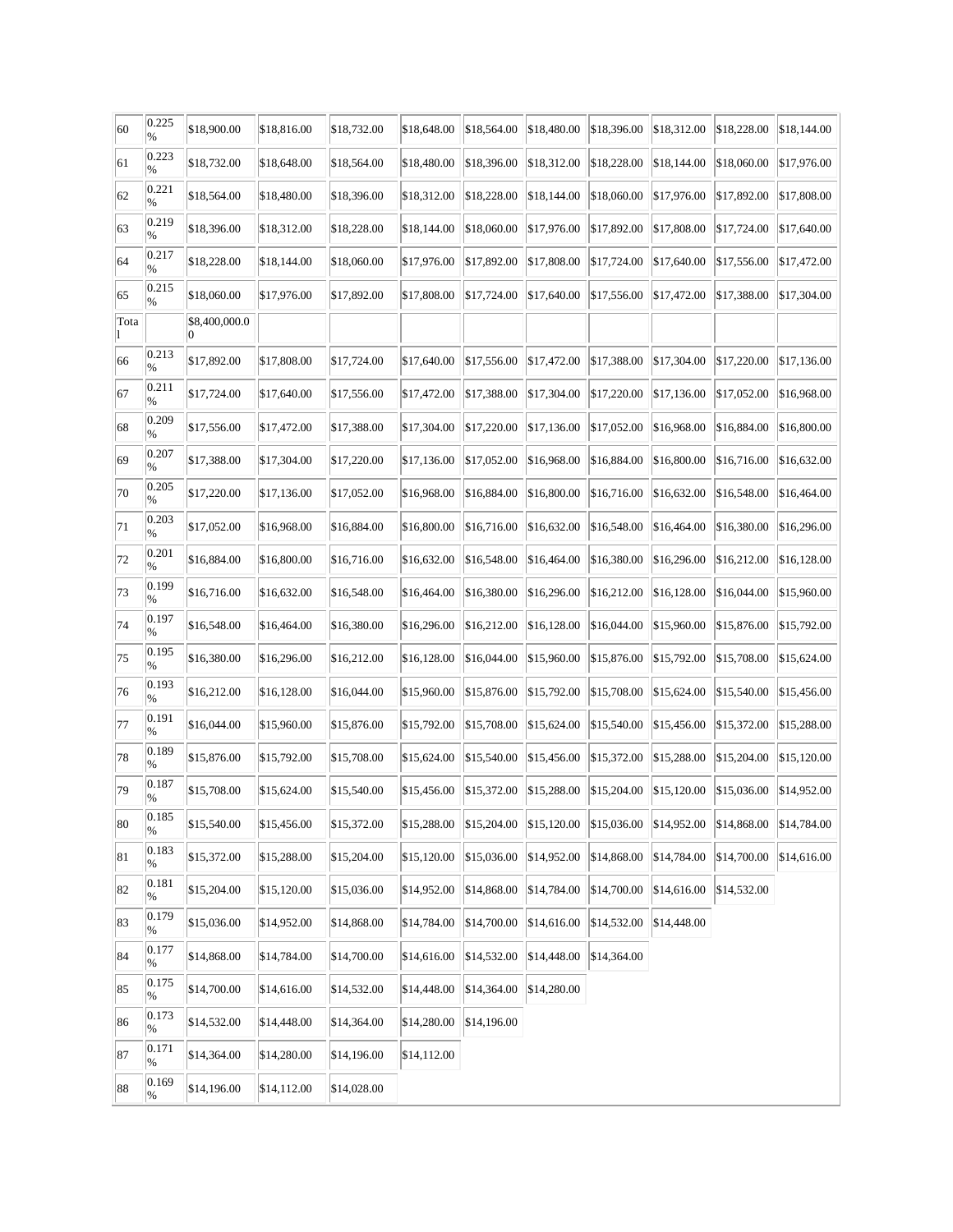| | | | | | | | | | | | |
|---|---|---|---|---|---|---|---|---|---|---|---|
| 60 | 0.225 % | $18,900.00 | $18,816.00 | $18,732.00 | $18,648.00 | $18,564.00 | $18,480.00 | $18,396.00 | $18,312.00 | $18,228.00 | $18,144.00 |
| 61 | 0.223 % | $18,732.00 | $18,648.00 | $18,564.00 | $18,480.00 | $18,396.00 | $18,312.00 | $18,228.00 | $18,144.00 | $18,060.00 | $17,976.00 |
| 62 | 0.221 % | $18,564.00 | $18,480.00 | $18,396.00 | $18,312.00 | $18,228.00 | $18,144.00 | $18,060.00 | $17,976.00 | $17,892.00 | $17,808.00 |
| 63 | 0.219 % | $18,396.00 | $18,312.00 | $18,228.00 | $18,144.00 | $18,060.00 | $17,976.00 | $17,892.00 | $17,808.00 | $17,724.00 | $17,640.00 |
| 64 | 0.217 % | $18,228.00 | $18,144.00 | $18,060.00 | $17,976.00 | $17,892.00 | $17,808.00 | $17,724.00 | $17,640.00 | $17,556.00 | $17,472.00 |
| 65 | 0.215 % | $18,060.00 | $17,976.00 | $17,892.00 | $17,808.00 | $17,724.00 | $17,640.00 | $17,556.00 | $17,472.00 | $17,388.00 | $17,304.00 |
| Total | | $8,400,000.00 | | | | | | | | | |
| 66 | 0.213 % | $17,892.00 | $17,808.00 | $17,724.00 | $17,640.00 | $17,556.00 | $17,472.00 | $17,388.00 | $17,304.00 | $17,220.00 | $17,136.00 |
| 67 | 0.211 % | $17,724.00 | $17,640.00 | $17,556.00 | $17,472.00 | $17,388.00 | $17,304.00 | $17,220.00 | $17,136.00 | $17,052.00 | $16,968.00 |
| 68 | 0.209 % | $17,556.00 | $17,472.00 | $17,388.00 | $17,304.00 | $17,220.00 | $17,136.00 | $17,052.00 | $16,968.00 | $16,884.00 | $16,800.00 |
| 69 | 0.207 % | $17,388.00 | $17,304.00 | $17,220.00 | $17,136.00 | $17,052.00 | $16,968.00 | $16,884.00 | $16,800.00 | $16,716.00 | $16,632.00 |
| 70 | 0.205 % | $17,220.00 | $17,136.00 | $17,052.00 | $16,968.00 | $16,884.00 | $16,800.00 | $16,716.00 | $16,632.00 | $16,548.00 | $16,464.00 |
| 71 | 0.203 % | $17,052.00 | $16,968.00 | $16,884.00 | $16,800.00 | $16,716.00 | $16,632.00 | $16,548.00 | $16,464.00 | $16,380.00 | $16,296.00 |
| 72 | 0.201 % | $16,884.00 | $16,800.00 | $16,716.00 | $16,632.00 | $16,548.00 | $16,464.00 | $16,380.00 | $16,296.00 | $16,212.00 | $16,128.00 |
| 73 | 0.199 % | $16,716.00 | $16,632.00 | $16,548.00 | $16,464.00 | $16,380.00 | $16,296.00 | $16,212.00 | $16,128.00 | $16,044.00 | $15,960.00 |
| 74 | 0.197 % | $16,548.00 | $16,464.00 | $16,380.00 | $16,296.00 | $16,212.00 | $16,128.00 | $16,044.00 | $15,960.00 | $15,876.00 | $15,792.00 |
| 75 | 0.195 % | $16,380.00 | $16,296.00 | $16,212.00 | $16,128.00 | $16,044.00 | $15,960.00 | $15,876.00 | $15,792.00 | $15,708.00 | $15,624.00 |
| 76 | 0.193 % | $16,212.00 | $16,128.00 | $16,044.00 | $15,960.00 | $15,876.00 | $15,792.00 | $15,708.00 | $15,624.00 | $15,540.00 | $15,456.00 |
| 77 | 0.191 % | $16,044.00 | $15,960.00 | $15,876.00 | $15,792.00 | $15,708.00 | $15,624.00 | $15,540.00 | $15,456.00 | $15,372.00 | $15,288.00 |
| 78 | 0.189 % | $15,876.00 | $15,792.00 | $15,708.00 | $15,624.00 | $15,540.00 | $15,456.00 | $15,372.00 | $15,288.00 | $15,204.00 | $15,120.00 |
| 79 | 0.187 % | $15,708.00 | $15,624.00 | $15,540.00 | $15,456.00 | $15,372.00 | $15,288.00 | $15,204.00 | $15,120.00 | $15,036.00 | $14,952.00 |
| 80 | 0.185 % | $15,540.00 | $15,456.00 | $15,372.00 | $15,288.00 | $15,204.00 | $15,120.00 | $15,036.00 | $14,952.00 | $14,868.00 | $14,784.00 |
| 81 | 0.183 % | $15,372.00 | $15,288.00 | $15,204.00 | $15,120.00 | $15,036.00 | $14,952.00 | $14,868.00 | $14,784.00 | $14,700.00 | $14,616.00 |
| 82 | 0.181 % | $15,204.00 | $15,120.00 | $15,036.00 | $14,952.00 | $14,868.00 | $14,784.00 | $14,700.00 | $14,616.00 | $14,532.00 | |
| 83 | 0.179 % | $15,036.00 | $14,952.00 | $14,868.00 | $14,784.00 | $14,700.00 | $14,616.00 | $14,532.00 | $14,448.00 | | |
| 84 | 0.177 % | $14,868.00 | $14,784.00 | $14,700.00 | $14,616.00 | $14,532.00 | $14,448.00 | $14,364.00 | | | |
| 85 | 0.175 % | $14,700.00 | $14,616.00 | $14,532.00 | $14,448.00 | $14,364.00 | $14,280.00 | | | | |
| 86 | 0.173 % | $14,532.00 | $14,448.00 | $14,364.00 | $14,280.00 | $14,196.00 | | | | | |
| 87 | 0.171 % | $14,364.00 | $14,280.00 | $14,196.00 | $14,112.00 | | | | | | |
| 88 | 0.169 % | $14,196.00 | $14,112.00 | $14,028.00 | | | | | | | |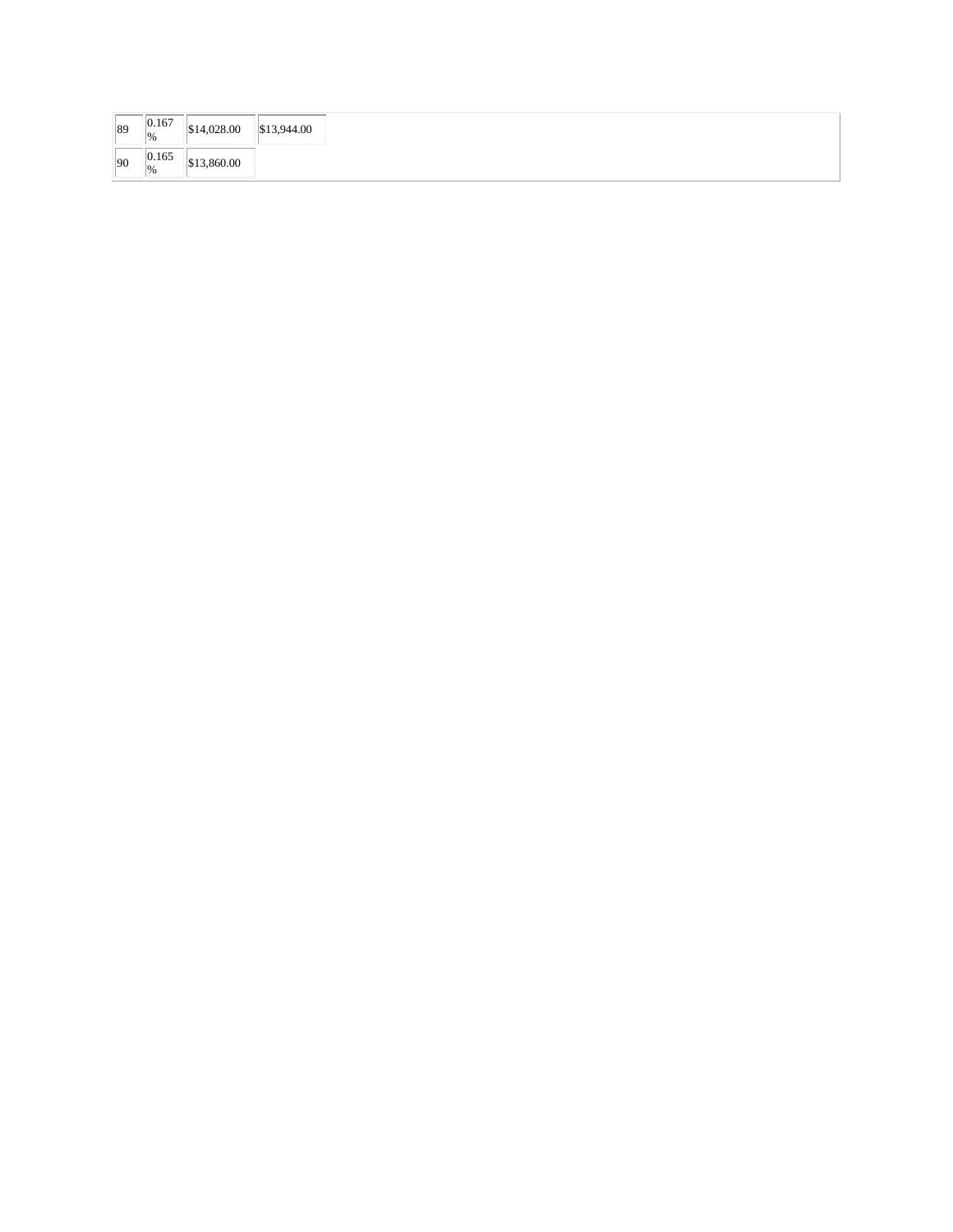| | | | |
|---|---|---|---|
| 89 | 0.167 % | $14,028.00 | $13,944.00 |
| 90 | 0.165 % | $13,860.00 | |